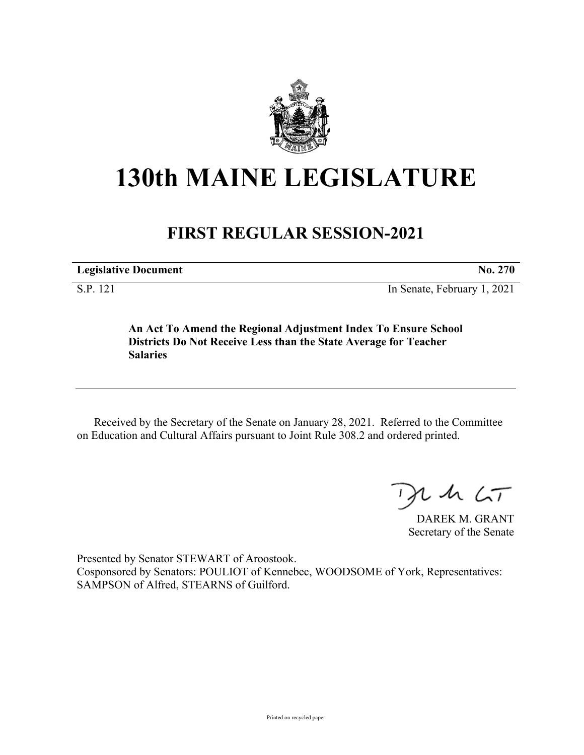# 130th MAINE LEGISLATURE

## FIRST REGULAR SESSION-2021

**Legislative Document** **No. 270**

S.P. 121 In Senate, February 1, 2021

**An Act To Amend the Regional Adjustment Index To Ensure School Districts Do Not Receive Less than the State Average for Teacher Salaries**

Received by the Secretary of the Senate on January 28, 2021. Referred to the Committee on Education and Cultural Affairs pursuant to Joint Rule 308.2 and ordered printed.

DAREK M. GRANT
Secretary of the Senate

Presented by Senator STEWART of Aroostook.
Cosponsored by Senators: POULIOT of Kennebec, WOODSOME of York, Representatives: SAMPSON of Alfred, STEARNS of Guilford.

Printed on recycled paper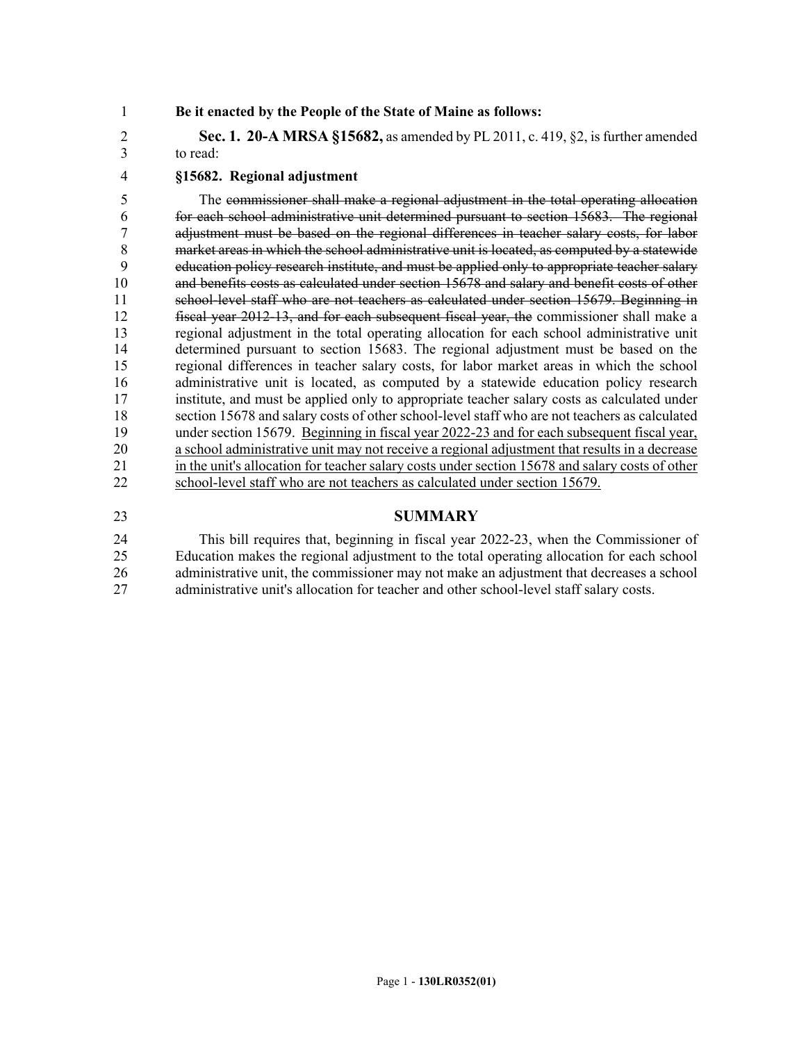**Be it enacted by the People of the State of Maine as follows:**

**Sec. 1. 20-A MRSA §15682,** as amended by PL 2011, c. 419, §2, is further amended to read:

**§15682. Regional adjustment**

The ~~commissioner shall make a regional adjustment in the total operating allocation for each school administrative unit determined pursuant to section 15683. The regional adjustment must be based on the regional differences in teacher salary costs, for labor market areas in which the school administrative unit is located, as computed by a statewide education policy research institute, and must be applied only to appropriate teacher salary and benefits costs as calculated under section 15678 and salary and benefit costs of other school-level staff who are not teachers as calculated under section 15679. Beginning in fiscal year 2012-13, and for each subsequent fiscal year, the~~ commissioner shall make a regional adjustment in the total operating allocation for each school administrative unit determined pursuant to section 15683. The regional adjustment must be based on the regional differences in teacher salary costs, for labor market areas in which the school administrative unit is located, as computed by a statewide education policy research institute, and must be applied only to appropriate teacher salary costs as calculated under section 15678 and salary costs of other school-level staff who are not teachers as calculated under section 15679. <u>Beginning in fiscal year 2022-23 and for each subsequent fiscal year, a school administrative unit may not receive a regional adjustment that results in a decrease in the unit's allocation for teacher salary costs under section 15678 and salary costs of other school-level staff who are not teachers as calculated under section 15679.</u>

## SUMMARY

This bill requires that, beginning in fiscal year 2022-23, when the Commissioner of Education makes the regional adjustment to the total operating allocation for each school administrative unit, the commissioner may not make an adjustment that decreases a school administrative unit's allocation for teacher and other school-level staff salary costs.